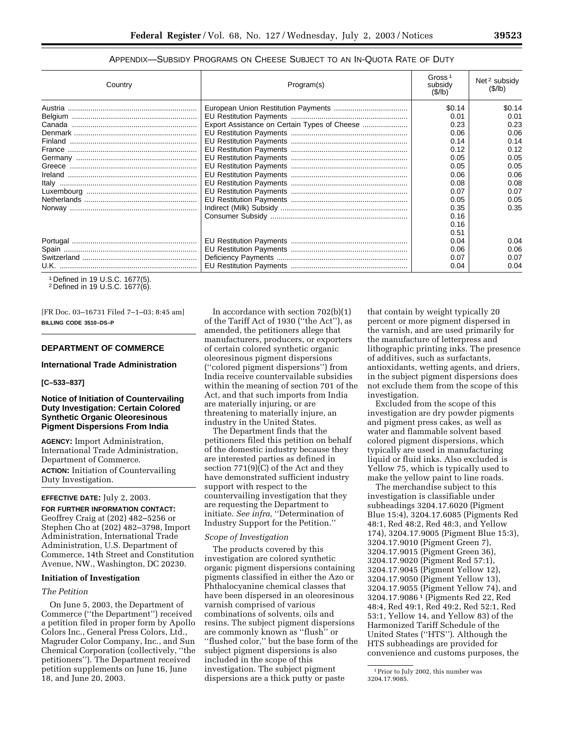## APPENDIX—SUBSIDY PROGRAMS ON CHEESE SUBJECT TO AN IN-QUOTA RATE OF DUTY

| Country | Program(s) | Gross [1] subsidy ($/lb) | Net [2] subsidy ($/lb) |
|---|---|---|---|
| Austria | European Union Restitution Payments | $0.14 | $0.14 |
| Belgium | EU Restitution Payments | 0.01 | 0.01 |
| Canada | Export Assistance on Certain Types of Cheese | 0.23 | 0.23 |
| Denmark | EU Restitution Payments | 0.06 | 0.06 |
| Finland | EU Restitution Payments | 0.14 | 0.14 |
| France | EU Restitution Payments | 0.12 | 0.12 |
| Germany | EU Restitution Payments | 0.05 | 0.05 |
| Greece | EU Restitution Payments | 0.05 | 0.05 |
| Ireland | EU Restitution Payments | 0.06 | 0.06 |
| Italy | EU Restitution Payments | 0.08 | 0.08 |
| Luxembourg | EU Restitution Payments | 0.07 | 0.07 |
| Netherlands | EU Restitution Payments | 0.05 | 0.05 |
| Norway | Indirect (Milk) Subsidy | 0.35 | 0.35 |
| | Consumer Subsidy | 0.16 | |
| | | 0.16 | |
| | | 0.51 | |
| Portugal | EU Restitution Payments | 0.04 | 0.04 |
| Spain | EU Restitution Payments | 0.06 | 0.06 |
| Switzerland | Deficiency Payments | 0.07 | 0.07 |
| U.K. | EU Restitution Payments | 0.04 | 0.04 |

[1] Defined in 19 U.S.C. 1677(5).
[2] Defined in 19 U.S.C. 1677(6).

[FR Doc. 03–16731 Filed 7–1–03; 8:45 am]
**BILLING CODE 3510–DS–P**

## DEPARTMENT OF COMMERCE

### International Trade Administration

**[C–533–837]**

### Notice of Initiation of Countervailing Duty Investigation: Certain Colored Synthetic Organic Oleoresinous Pigment Dispersions From India

**AGENCY:** Import Administration, International Trade Administration, Department of Commerce.

**ACTION:** Initiation of Countervailing Duty Investigation.

**EFFECTIVE DATE:** July 2, 2003.

**FOR FURTHER INFORMATION CONTACT:** Geoffrey Craig at (202) 482–5256 or Stephen Cho at (202) 482–3798, Import Administration, International Trade Administration, U.S. Department of Commerce, 14th Street and Constitution Avenue, NW., Washington, DC 20230.

**Initiation of Investigation**

*The Petition*

On June 5, 2003, the Department of Commerce (''the Department'') received a petition filed in proper form by Apollo Colors Inc., General Press Colors, Ltd., Magruder Color Company, Inc., and Sun Chemical Corporation (collectively, ''the petitioners''). The Department received petition supplements on June 16, June 18, and June 20, 2003.

In accordance with section 702(b)(1) of the Tariff Act of 1930 (''the Act''), as amended, the petitioners allege that manufacturers, producers, or exporters of certain colored synthetic organic oleoresinous pigment dispersions (''colored pigment dispersions'') from India receive countervailable subsidies within the meaning of section 701 of the Act, and that such imports from India are materially injuring, or are threatening to materially injure, an industry in the United States.

The Department finds that the petitioners filed this petition on behalf of the domestic industry because they are interested parties as defined in section 771(9)(C) of the Act and they have demonstrated sufficient industry support with respect to the countervailing investigation that they are requesting the Department to initiate. *See infra,* ''Determination of Industry Support for the Petition.''

*Scope of Investigation*

The products covered by this investigation are colored synthetic organic pigment dispersions containing pigments classified in either the Azo or Phthalocyanine chemical classes that have been dispersed in an oleoresinous varnish comprised of various combinations of solvents, oils and resins. The subject pigment dispersions are commonly known as ''flush'' or ''flushed color,'' but the base form of the subject pigment dispersions is also included in the scope of this investigation. The subject pigment dispersions are a thick putty or paste that contain by weight typically 20 percent or more pigment dispersed in the varnish, and are used primarily for the manufacture of letterpress and lithographic printing inks. The presence of additives, such as surfactants, antioxidants, wetting agents, and driers, in the subject pigment dispersions does not exclude them from the scope of this investigation.

Excluded from the scope of this investigation are dry powder pigments and pigment press cakes, as well as water and flammable solvent based colored pigment dispersions, which typically are used in manufacturing liquid or fluid inks. Also excluded is Yellow 75, which is typically used to make the yellow paint to line roads.

The merchandise subject to this investigation is classifiable under subheadings 3204.17.6020 (Pigment Blue 15:4), 3204.17.6085 (Pigments Red 48:1, Red 48:2, Red 48:3, and Yellow 174), 3204.17.9005 (Pigment Blue 15:3), 3204.17.9010 (Pigment Green 7), 3204.17.9015 (Pigment Green 36), 3204.17.9020 (Pigment Red 57:1), 3204.17.9045 (Pigment Yellow 12), 3204.17.9050 (Pigment Yellow 13), 3204.17.9055 (Pigment Yellow 74), and 3204.17.9086 [1] (Pigments Red 22, Red 48:4, Red 49:1, Red 49:2, Red 52:1, Red 53:1, Yellow 14, and Yellow 83) of the Harmonized Tariff Schedule of the United States (''HTS''). Although the HTS subheadings are provided for convenience and customs purposes, the

[1] Prior to July 2002, this number was 3204.17.9085.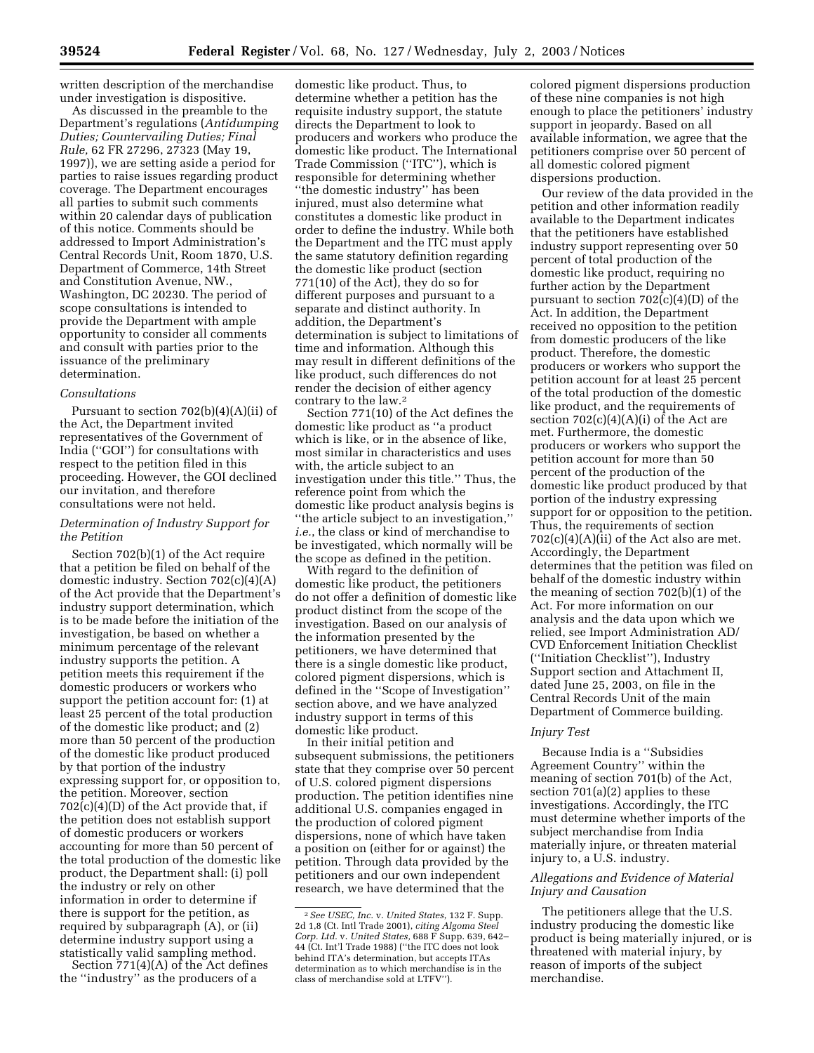written description of the merchandise under investigation is dispositive.

As discussed in the preamble to the Department's regulations (*Antidumping Duties; Countervailing Duties; Final Rule,* 62 FR 27296, 27323 (May 19, 1997)), we are setting aside a period for parties to raise issues regarding product coverage. The Department encourages all parties to submit such comments within 20 calendar days of publication of this notice. Comments should be addressed to Import Administration's Central Records Unit, Room 1870, U.S. Department of Commerce, 14th Street and Constitution Avenue, NW., Washington, DC 20230. The period of scope consultations is intended to provide the Department with ample opportunity to consider all comments and consult with parties prior to the issuance of the preliminary determination.

*Consultations*

Pursuant to section 702(b)(4)(A)(ii) of the Act, the Department invited representatives of the Government of India (''GOI'') for consultations with respect to the petition filed in this proceeding. However, the GOI declined our invitation, and therefore consultations were not held.

*Determination of Industry Support for the Petition*

Section 702(b)(1) of the Act require that a petition be filed on behalf of the domestic industry. Section 702(c)(4)(A) of the Act provide that the Department's industry support determination, which is to be made before the initiation of the investigation, be based on whether a minimum percentage of the relevant industry supports the petition. A petition meets this requirement if the domestic producers or workers who support the petition account for: (1) at least 25 percent of the total production of the domestic like product; and (2) more than 50 percent of the production of the domestic like product produced by that portion of the industry expressing support for, or opposition to, the petition. Moreover, section 702(c)(4)(D) of the Act provide that, if the petition does not establish support of domestic producers or workers accounting for more than 50 percent of the total production of the domestic like product, the Department shall: (i) poll the industry or rely on other information in order to determine if there is support for the petition, as required by subparagraph (A), or (ii) determine industry support using a statistically valid sampling method.

Section 771(4)(A) of the Act defines the ''industry'' as the producers of a domestic like product. Thus, to determine whether a petition has the requisite industry support, the statute directs the Department to look to producers and workers who produce the domestic like product. The International Trade Commission (''ITC''), which is responsible for determining whether ''the domestic industry'' has been injured, must also determine what constitutes a domestic like product in order to define the industry. While both the Department and the ITC must apply the same statutory definition regarding the domestic like product (section 771(10) of the Act), they do so for different purposes and pursuant to a separate and distinct authority. In addition, the Department's determination is subject to limitations of time and information. Although this may result in different definitions of the like product, such differences do not render the decision of either agency contrary to the law.[2]

Section 771(10) of the Act defines the domestic like product as ''a product which is like, or in the absence of like, most similar in characteristics and uses with, the article subject to an investigation under this title.'' Thus, the reference point from which the domestic like product analysis begins is ''the article subject to an investigation,'' *i.e.*, the class or kind of merchandise to be investigated, which normally will be the scope as defined in the petition.

With regard to the definition of domestic like product, the petitioners do not offer a definition of domestic like product distinct from the scope of the investigation. Based on our analysis of the information presented by the petitioners, we have determined that there is a single domestic like product, colored pigment dispersions, which is defined in the ''Scope of Investigation'' section above, and we have analyzed industry support in terms of this domestic like product.

In their initial petition and subsequent submissions, the petitioners state that they comprise over 50 percent of U.S. colored pigment dispersions production. The petition identifies nine additional U.S. companies engaged in the production of colored pigment dispersions, none of which have taken a position on (either for or against) the petition. Through data provided by the petitioners and our own independent research, we have determined that the colored pigment dispersions production of these nine companies is not high enough to place the petitioners' industry support in jeopardy. Based on all available information, we agree that the petitioners comprise over 50 percent of all domestic colored pigment dispersions production.

Our review of the data provided in the petition and other information readily available to the Department indicates that the petitioners have established industry support representing over 50 percent of total production of the domestic like product, requiring no further action by the Department pursuant to section 702(c)(4)(D) of the Act. In addition, the Department received no opposition to the petition from domestic producers of the like product. Therefore, the domestic producers or workers who support the petition account for at least 25 percent of the total production of the domestic like product, and the requirements of section 702(c)(4)(A)(i) of the Act are met. Furthermore, the domestic producers or workers who support the petition account for more than 50 percent of the production of the domestic like product produced by that portion of the industry expressing support for or opposition to the petition. Thus, the requirements of section 702(c)(4)(A)(ii) of the Act also are met. Accordingly, the Department determines that the petition was filed on behalf of the domestic industry within the meaning of section 702(b)(1) of the Act. For more information on our analysis and the data upon which we relied, see Import Administration AD/CVD Enforcement Initiation Checklist (''Initiation Checklist''), Industry Support section and Attachment II, dated June 25, 2003, on file in the Central Records Unit of the main Department of Commerce building.

*Injury Test*

Because India is a ''Subsidies Agreement Country'' within the meaning of section 701(b) of the Act, section 701(a)(2) applies to these investigations. Accordingly, the ITC must determine whether imports of the subject merchandise from India materially injure, or threaten material injury to, a U.S. industry.

*Allegations and Evidence of Material Injury and Causation*

The petitioners allege that the U.S. industry producing the domestic like product is being materially injured, or is threatened with material injury, by reason of imports of the subject merchandise.

---

[2] *See USEC, Inc.* v. *United States*, 132 F. Supp. 2d 1,8 (Ct. Intl Trade 2001), *citing Algoma Steel Corp. Ltd.* v. *United States,* 688 F Supp. 639, 642–44 (Ct. Int'l Trade 1988) (''the ITC does not look behind ITA's determination, but accepts ITAs determination as to which merchandise is in the class of merchandise sold at LTFV'').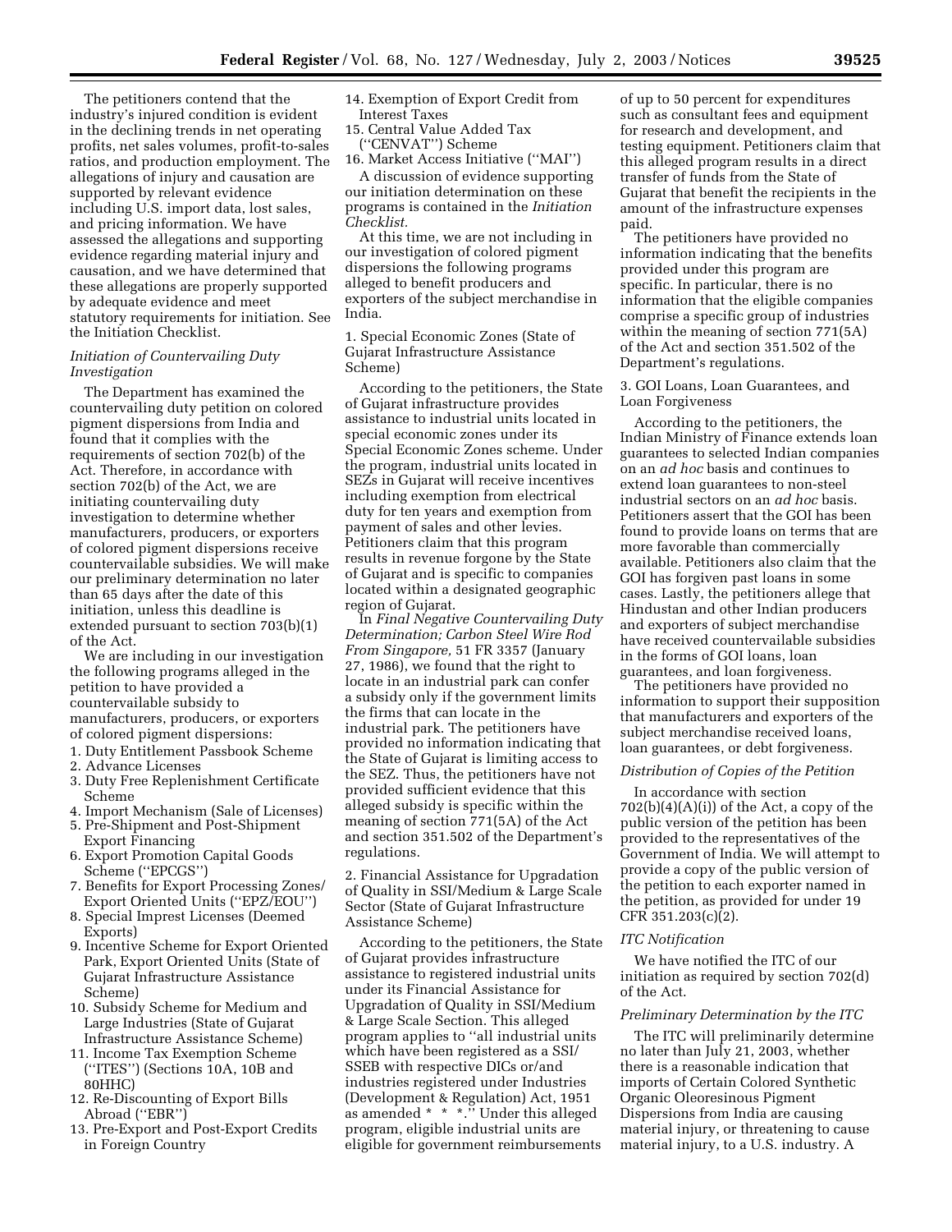The petitioners contend that the industry's injured condition is evident in the declining trends in net operating profits, net sales volumes, profit-to-sales ratios, and production employment. The allegations of injury and causation are supported by relevant evidence including U.S. import data, lost sales, and pricing information. We have assessed the allegations and supporting evidence regarding material injury and causation, and we have determined that these allegations are properly supported by adequate evidence and meet statutory requirements for initiation. See the Initiation Checklist.

*Initiation of Countervailing Duty Investigation*

The Department has examined the countervailing duty petition on colored pigment dispersions from India and found that it complies with the requirements of section 702(b) of the Act. Therefore, in accordance with section 702(b) of the Act, we are initiating countervailing duty investigation to determine whether manufacturers, producers, or exporters of colored pigment dispersions receive countervailable subsidies. We will make our preliminary determination no later than 65 days after the date of this initiation, unless this deadline is extended pursuant to section 703(b)(1) of the Act.

We are including in our investigation the following programs alleged in the petition to have provided a countervailable subsidy to manufacturers, producers, or exporters of colored pigment dispersions:

1. Duty Entitlement Passbook Scheme
2. Advance Licenses
3. Duty Free Replenishment Certificate Scheme
4. Import Mechanism (Sale of Licenses)
5. Pre-Shipment and Post-Shipment Export Financing
6. Export Promotion Capital Goods Scheme (''EPCGS'')
7. Benefits for Export Processing Zones/ Export Oriented Units (''EPZ/EOU'')
8. Special Imprest Licenses (Deemed Exports)
9. Incentive Scheme for Export Oriented Park, Export Oriented Units (State of Gujarat Infrastructure Assistance Scheme)
10. Subsidy Scheme for Medium and Large Industries (State of Gujarat Infrastructure Assistance Scheme)
11. Income Tax Exemption Scheme (''ITES'') (Sections 10A, 10B and 80HHC)
12. Re-Discounting of Export Bills Abroad (''EBR'')
13. Pre-Export and Post-Export Credits in Foreign Country
14. Exemption of Export Credit from Interest Taxes
15. Central Value Added Tax (''CENVAT'') Scheme
16. Market Access Initiative (''MAI'')

A discussion of evidence supporting our initiation determination on these programs is contained in the *Initiation Checklist.*

At this time, we are not including in our investigation of colored pigment dispersions the following programs alleged to benefit producers and exporters of the subject merchandise in India.

1. Special Economic Zones (State of Gujarat Infrastructure Assistance Scheme)

According to the petitioners, the State of Gujarat infrastructure provides assistance to industrial units located in special economic zones under its Special Economic Zones scheme. Under the program, industrial units located in SEZs in Gujarat will receive incentives including exemption from electrical duty for ten years and exemption from payment of sales and other levies. Petitioners claim that this program results in revenue forgone by the State of Gujarat and is specific to companies located within a designated geographic region of Gujarat.

In *Final Negative Countervailing Duty Determination; Carbon Steel Wire Rod From Singapore,* 51 FR 3357 (January 27, 1986), we found that the right to locate in an industrial park can confer a subsidy only if the government limits the firms that can locate in the industrial park. The petitioners have provided no information indicating that the State of Gujarat is limiting access to the SEZ. Thus, the petitioners have not provided sufficient evidence that this alleged subsidy is specific within the meaning of section 771(5A) of the Act and section 351.502 of the Department's regulations.

2. Financial Assistance for Upgradation of Quality in SSI/Medium & Large Scale Sector (State of Gujarat Infrastructure Assistance Scheme)

According to the petitioners, the State of Gujarat provides infrastructure assistance to registered industrial units under its Financial Assistance for Upgradation of Quality in SSI/Medium & Large Scale Section. This alleged program applies to ''all industrial units which have been registered as a SSI/ SSEB with respective DICs or/and industries registered under Industries (Development & Regulation) Act, 1951 as amended * * *.'' Under this alleged program, eligible industrial units are eligible for government reimbursements of up to 50 percent for expenditures such as consultant fees and equipment for research and development, and testing equipment. Petitioners claim that this alleged program results in a direct transfer of funds from the State of Gujarat that benefit the recipients in the amount of the infrastructure expenses paid.

The petitioners have provided no information indicating that the benefits provided under this program are specific. In particular, there is no information that the eligible companies comprise a specific group of industries within the meaning of section 771(5A) of the Act and section 351.502 of the Department's regulations.

3. GOI Loans, Loan Guarantees, and Loan Forgiveness

According to the petitioners, the Indian Ministry of Finance extends loan guarantees to selected Indian companies on an *ad hoc* basis and continues to extend loan guarantees to non-steel industrial sectors on an *ad hoc* basis. Petitioners assert that the GOI has been found to provide loans on terms that are more favorable than commercially available. Petitioners also claim that the GOI has forgiven past loans in some cases. Lastly, the petitioners allege that Hindustan and other Indian producers and exporters of subject merchandise have received countervailable subsidies in the forms of GOI loans, loan guarantees, and loan forgiveness.

The petitioners have provided no information to support their supposition that manufacturers and exporters of the subject merchandise received loans, loan guarantees, or debt forgiveness.

*Distribution of Copies of the Petition*

In accordance with section 702(b)(4)(A)(i) of the Act, a copy of the public version of the petition has been provided to the representatives of the Government of India. We will attempt to provide a copy of the public version of the petition to each exporter named in the petition, as provided for under 19 CFR 351.203(c)(2).

*ITC Notification*

We have notified the ITC of our initiation as required by section 702(d) of the Act.

*Preliminary Determination by the ITC*

The ITC will preliminarily determine no later than July 21, 2003, whether there is a reasonable indication that imports of Certain Colored Synthetic Organic Oleoresinous Pigment Dispersions from India are causing material injury, or threatening to cause material injury, to a U.S. industry. A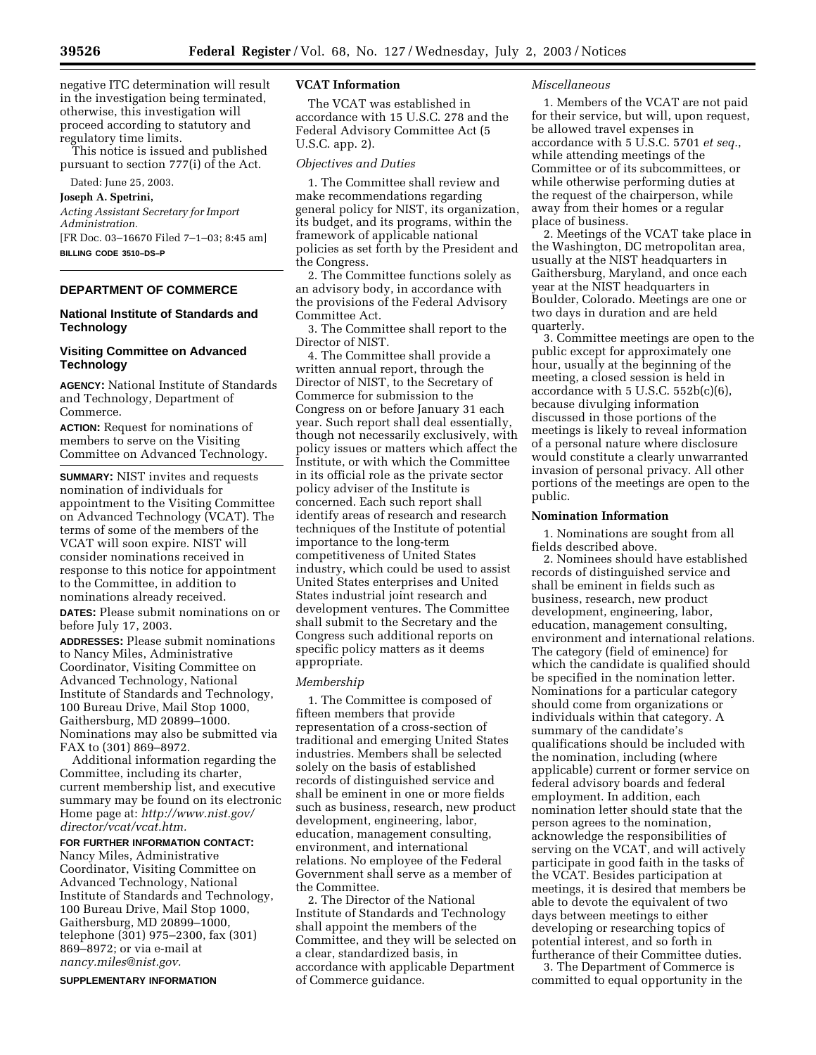negative ITC determination will result in the investigation being terminated, otherwise, this investigation will proceed according to statutory and regulatory time limits.

This notice is issued and published pursuant to section 777(i) of the Act.

Dated: June 25, 2003.

**Joseph A. Spetrini,**

*Acting Assistant Secretary for Import Administration.*

[FR Doc. 03–16670 Filed 7–1–03; 8:45 am]

**BILLING CODE 3510–DS–P**

---

## DEPARTMENT OF COMMERCE

## National Institute of Standards and Technology

## Visiting Committee on Advanced Technology

**AGENCY:** National Institute of Standards and Technology, Department of Commerce.

**ACTION:** Request for nominations of members to serve on the Visiting Committee on Advanced Technology.

---

**SUMMARY:** NIST invites and requests nomination of individuals for appointment to the Visiting Committee on Advanced Technology (VCAT). The terms of some of the members of the VCAT will soon expire. NIST will consider nominations received in response to this notice for appointment to the Committee, in addition to nominations already received.

**DATES:** Please submit nominations on or before July 17, 2003.

**ADDRESSES:** Please submit nominations to Nancy Miles, Administrative Coordinator, Visiting Committee on Advanced Technology, National Institute of Standards and Technology, 100 Bureau Drive, Mail Stop 1000, Gaithersburg, MD 20899–1000. Nominations may also be submitted via FAX to (301) 869–8972.

Additional information regarding the Committee, including its charter, current membership list, and executive summary may be found on its electronic Home page at: *http://www.nist.gov/director/vcat/vcat.htm.*

**FOR FURTHER INFORMATION CONTACT:** Nancy Miles, Administrative Coordinator, Visiting Committee on Advanced Technology, National Institute of Standards and Technology, 100 Bureau Drive, Mail Stop 1000, Gaithersburg, MD 20899–1000, telephone (301) 975–2300, fax (301) 869–8972; or via e-mail at *nancy.miles@nist.gov.*

**SUPPLEMENTARY INFORMATION**

### VCAT Information

The VCAT was established in accordance with 15 U.S.C. 278 and the Federal Advisory Committee Act (5 U.S.C. app. 2).

#### *Objectives and Duties*

1. The Committee shall review and make recommendations regarding general policy for NIST, its organization, its budget, and its programs, within the framework of applicable national policies as set forth by the President and the Congress.

2. The Committee functions solely as an advisory body, in accordance with the provisions of the Federal Advisory Committee Act.

3. The Committee shall report to the Director of NIST.

4. The Committee shall provide a written annual report, through the Director of NIST, to the Secretary of Commerce for submission to the Congress on or before January 31 each year. Such report shall deal essentially, though not necessarily exclusively, with policy issues or matters which affect the Institute, or with which the Committee in its official role as the private sector policy adviser of the Institute is concerned. Each such report shall identify areas of research and research techniques of the Institute of potential importance to the long-term competitiveness of United States industry, which could be used to assist United States enterprises and United States industrial joint research and development ventures. The Committee shall submit to the Secretary and the Congress such additional reports on specific policy matters as it deems appropriate.

#### *Membership*

1. The Committee is composed of fifteen members that provide representation of a cross-section of traditional and emerging United States industries. Members shall be selected solely on the basis of established records of distinguished service and shall be eminent in one or more fields such as business, research, new product development, engineering, labor, education, management consulting, environment, and international relations. No employee of the Federal Government shall serve as a member of the Committee.

2. The Director of the National Institute of Standards and Technology shall appoint the members of the Committee, and they will be selected on a clear, standardized basis, in accordance with applicable Department of Commerce guidance.

#### *Miscellaneous*

1. Members of the VCAT are not paid for their service, but will, upon request, be allowed travel expenses in accordance with 5 U.S.C. 5701 *et seq.*, while attending meetings of the Committee or of its subcommittees, or while otherwise performing duties at the request of the chairperson, while away from their homes or a regular place of business.

2. Meetings of the VCAT take place in the Washington, DC metropolitan area, usually at the NIST headquarters in Gaithersburg, Maryland, and once each year at the NIST headquarters in Boulder, Colorado. Meetings are one or two days in duration and are held quarterly.

3. Committee meetings are open to the public except for approximately one hour, usually at the beginning of the meeting, a closed session is held in accordance with 5 U.S.C. 552b(c)(6), because divulging information discussed in those portions of the meetings is likely to reveal information of a personal nature where disclosure would constitute a clearly unwarranted invasion of personal privacy. All other portions of the meetings are open to the public.

### Nomination Information

1. Nominations are sought from all fields described above.

2. Nominees should have established records of distinguished service and shall be eminent in fields such as business, research, new product development, engineering, labor, education, management consulting, environment and international relations. The category (field of eminence) for which the candidate is qualified should be specified in the nomination letter. Nominations for a particular category should come from organizations or individuals within that category. A summary of the candidate's qualifications should be included with the nomination, including (where applicable) current or former service on federal advisory boards and federal employment. In addition, each nomination letter should state that the person agrees to the nomination, acknowledge the responsibilities of serving on the VCAT, and will actively participate in good faith in the tasks of the VCAT. Besides participation at meetings, it is desired that members be able to devote the equivalent of two days between meetings to either developing or researching topics of potential interest, and so forth in furtherance of their Committee duties.

3. The Department of Commerce is committed to equal opportunity in the